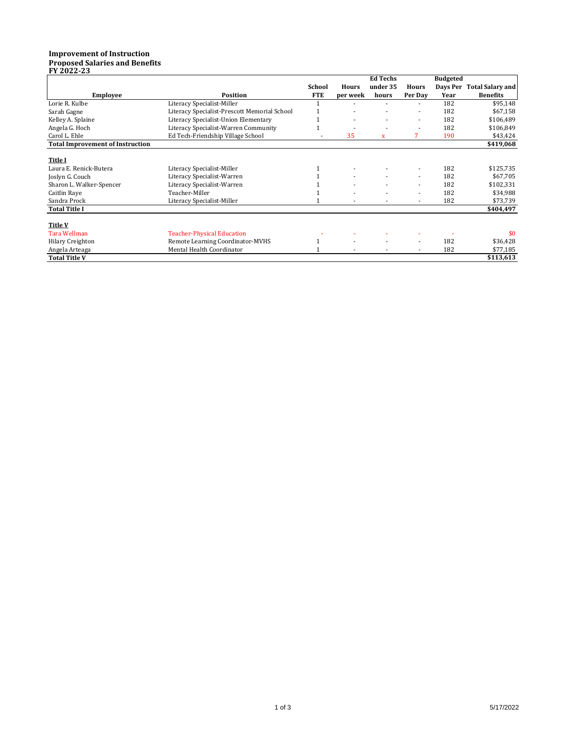**Improvement of Instruction**
**Proposed Salaries and Benefits**
**FY 2022-23**

| Employee | Position | School FTE | Hours per week | Ed Techs under 35 hours | Hours Per Day | Budgeted Days Per Year | Total Salary and Benefits |
|---|---|---|---|---|---|---|---|
| Lorie R. Kulbe | Literacy Specialist-Miller | 1 | - | - | - | 182 | $95,148 |
| Sarah Gagne | Literacy Specialist-Prescott Memorial School | 1 | - | - | - | 182 | $67,158 |
| Kelley A. Splaine | Literacy Specialist-Union Elementary | 1 | - | - | - | 182 | $106,489 |
| Angela G. Hoch | Literacy Specialist-Warren Community | 1 | - | - | - | 182 | $106,849 |
| Carol L. Ehle | Ed Tech-Friendship Village School | - | 35 | x | 7 | 190 | $43,424 |
| **Total Improvement of Instruction** | | | | | | | **$419,068** |
| | | | | | | | |
| **Title I** | | | | | | | |
| Laura E. Renick-Butera | Literacy Specialist-Miller | 1 | - | - | - | 182 | $125,735 |
| Joslyn G. Couch | Literacy Specialist-Warren | 1 | - | - | - | 182 | $67,705 |
| Sharon L. Walker-Spencer | Literacy Specialist-Warren | 1 | - | - | - | 182 | $102,331 |
| Caitlin Raye | Teacher-Miller | 1 | - | - | - | 182 | $34,988 |
| Sandra Prock | Literacy Specialist-Miller | 1 | - | - | - | 182 | $73,739 |
| **Total Title I** | | | | | | | **$404,497** |
| | | | | | | | |
| **Title V** | | | | | | | |
| Tara Wellman | Teacher-Physical Education | - | - | - | - | - | $0 |
| Hilary Creighton | Remote Learning Coordinator-MVHS | 1 | - | - | - | 182 | $36,428 |
| Angela Arteaga | Mental Health Coordinator | 1 | - | - | - | 182 | $77,185 |
| **Total Title V** | | | | | | | **$113,613** |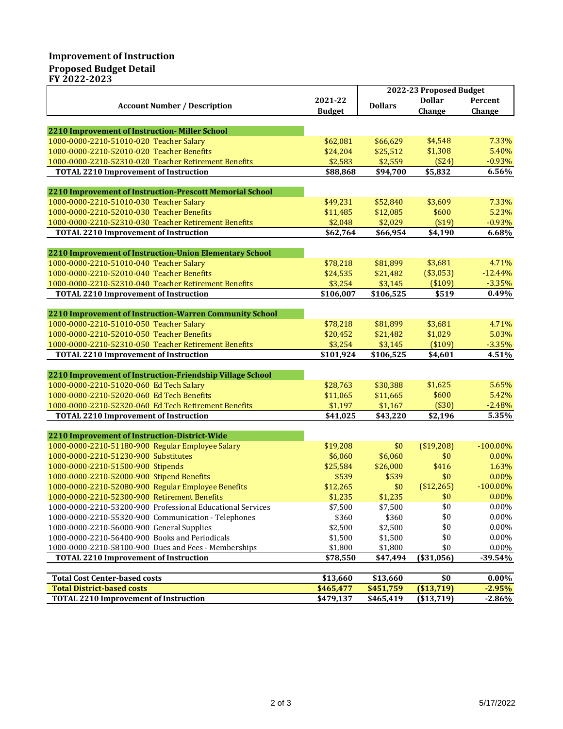# Improvement of Instruction
## Proposed Budget Detail
### FY 2022-2023

| Account Number / Description | 2021-22 Budget | 2022-23 Proposed Budget Dollars | Dollar Change | Percent Change |
|---|---|---|---|---|
| **2210 Improvement of Instruction- Miller School** | | | | |
| 1000-0000-2210-51010-020 Teacher Salary | $62,081 | $66,629 | $4,548 | 7.33% |
| 1000-0000-2210-52010-020 Teacher Benefits | $24,204 | $25,512 | $1,308 | 5.40% |
| 1000-0000-2210-52310-020 Teacher Retirement Benefits | $2,583 | $2,559 | ($24) | -0.93% |
| **TOTAL 2210 Improvement of Instruction** | **$88,868** | **$94,700** | **$5,832** | **6.56%** |
| **2210 Improvement of Instruction-Prescott Memorial School** | | | | |
| 1000-0000-2210-51010-030 Teacher Salary | $49,231 | $52,840 | $3,609 | 7.33% |
| 1000-0000-2210-52010-030 Teacher Benefits | $11,485 | $12,085 | $600 | 5.23% |
| 1000-0000-2210-52310-030 Teacher Retirement Benefits | $2,048 | $2,029 | ($19) | -0.93% |
| **TOTAL 2210 Improvement of Instruction** | **$62,764** | **$66,954** | **$4,190** | **6.68%** |
| **2210 Improvement of Instruction-Union Elementary School** | | | | |
| 1000-0000-2210-51010-040 Teacher Salary | $78,218 | $81,899 | $3,681 | 4.71% |
| 1000-0000-2210-52010-040 Teacher Benefits | $24,535 | $21,482 | ($3,053) | -12.44% |
| 1000-0000-2210-52310-040 Teacher Retirement Benefits | $3,254 | $3,145 | ($109) | -3.35% |
| **TOTAL 2210 Improvement of Instruction** | **$106,007** | **$106,525** | **$519** | **0.49%** |
| **2210 Improvement of Instruction-Warren Community School** | | | | |
| 1000-0000-2210-51010-050 Teacher Salary | $78,218 | $81,899 | $3,681 | 4.71% |
| 1000-0000-2210-52010-050 Teacher Benefits | $20,452 | $21,482 | $1,029 | 5.03% |
| 1000-0000-2210-52310-050 Teacher Retirement Benefits | $3,254 | $3,145 | ($109) | -3.35% |
| **TOTAL 2210 Improvement of Instruction** | **$101,924** | **$106,525** | **$4,601** | **4.51%** |
| **2210 Improvement of Instruction-Friendship Village School** | | | | |
| 1000-0000-2210-51020-060 Ed Tech Salary | $28,763 | $30,388 | $1,625 | 5.65% |
| 1000-0000-2210-52020-060 Ed Tech Benefits | $11,065 | $11,665 | $600 | 5.42% |
| 1000-0000-2210-52320-060 Ed Tech Retirement Benefits | $1,197 | $1,167 | ($30) | -2.48% |
| **TOTAL 2210 Improvement of Instruction** | **$41,025** | **$43,220** | **$2,196** | **5.35%** |
| **2210 Improvement of Instruction-District-Wide** | | | | |
| 1000-0000-2210-51180-900 Regular Employee Salary | $19,208 | $0 | ($19,208) | -100.00% |
| 1000-0000-2210-51230-900 Substitutes | $6,060 | $6,060 | $0 | 0.00% |
| 1000-0000-2210-51500-900 Stipends | $25,584 | $26,000 | $416 | 1.63% |
| 1000-0000-2210-52000-900 Stipend Benefits | $539 | $539 | $0 | 0.00% |
| 1000-0000-2210-52080-900 Regular Employee Benefits | $12,265 | $0 | ($12,265) | -100.00% |
| 1000-0000-2210-52300-900 Retirement Benefits | $1,235 | $1,235 | $0 | 0.00% |
| 1000-0000-2210-53200-900 Professional Educational Services | $7,500 | $7,500 | $0 | 0.00% |
| 1000-0000-2210-55320-900 Communication - Telephones | $360 | $360 | $0 | 0.00% |
| 1000-0000-2210-56000-900 General Supplies | $2,500 | $2,500 | $0 | 0.00% |
| 1000-0000-2210-56400-900 Books and Periodicals | $1,500 | $1,500 | $0 | 0.00% |
| 1000-0000-2210-58100-900 Dues and Fees - Memberships | $1,800 | $1,800 | $0 | 0.00% |
| **TOTAL 2210 Improvement of Instruction** | **$78,550** | **$47,494** | **($31,056)** | **-39.54%** |
| **Total Cost Center-based costs** | **$13,660** | **$13,660** | **$0** | **0.00%** |
| **Total District-based costs** | **$465,477** | **$451,759** | **($13,719)** | **-2.95%** |
| **TOTAL 2210 Improvement of Instruction** | **$479,137** | **$465,419** | **($13,719)** | **-2.86%** |

5/17/2022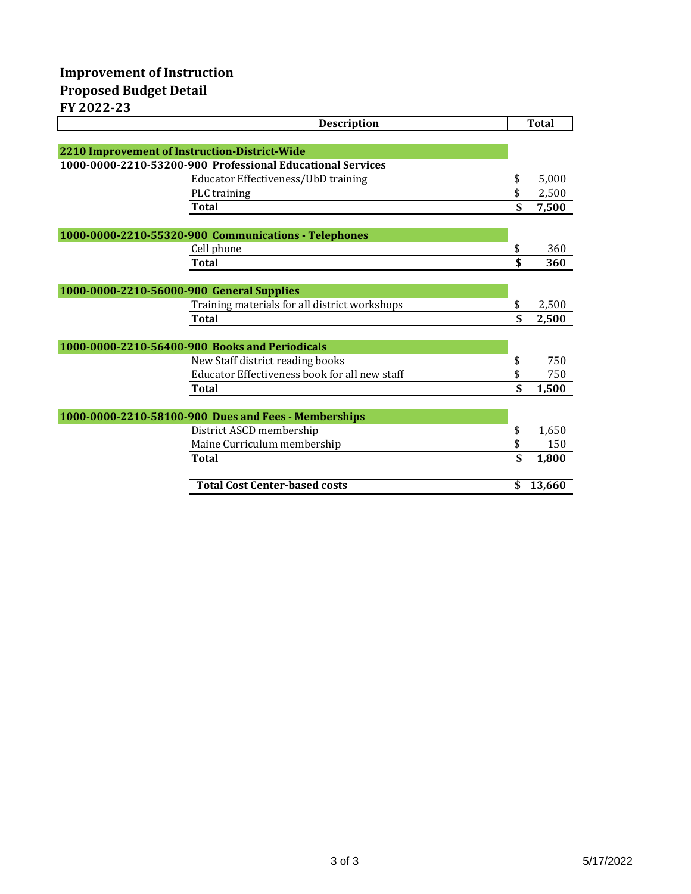**Improvement of Instruction**
**Proposed Budget Detail**
**FY 2022-23**

| | Description | Total |
|---|---|---|
| **2210 Improvement of Instruction-District-Wide** | | |
| **1000-0000-2210-53200-900 Professional Educational Services** | | |
| | Educator Effectiveness/UbD training | $ 5,000 |
| | PLC training | $ 2,500 |
| | **Total** | **$ 7,500** |
| **1000-0000-2210-55320-900 Communications - Telephones** | | |
| | Cell phone | $ 360 |
| | **Total** | **$ 360** |
| **1000-0000-2210-56000-900 General Supplies** | | |
| | Training materials for all district workshops | $ 2,500 |
| | **Total** | **$ 2,500** |
| **1000-0000-2210-56400-900 Books and Periodicals** | | |
| | New Staff district reading books | $ 750 |
| | Educator Effectiveness book for all new staff | $ 750 |
| | **Total** | **$ 1,500** |
| **1000-0000-2210-58100-900 Dues and Fees - Memberships** | | |
| | District ASCD membership | $ 1,650 |
| | Maine Curriculum membership | $ 150 |
| | **Total** | **$ 1,800** |
| | **Total Cost Center-based costs** | **$ 13,660** |

5/17/2022